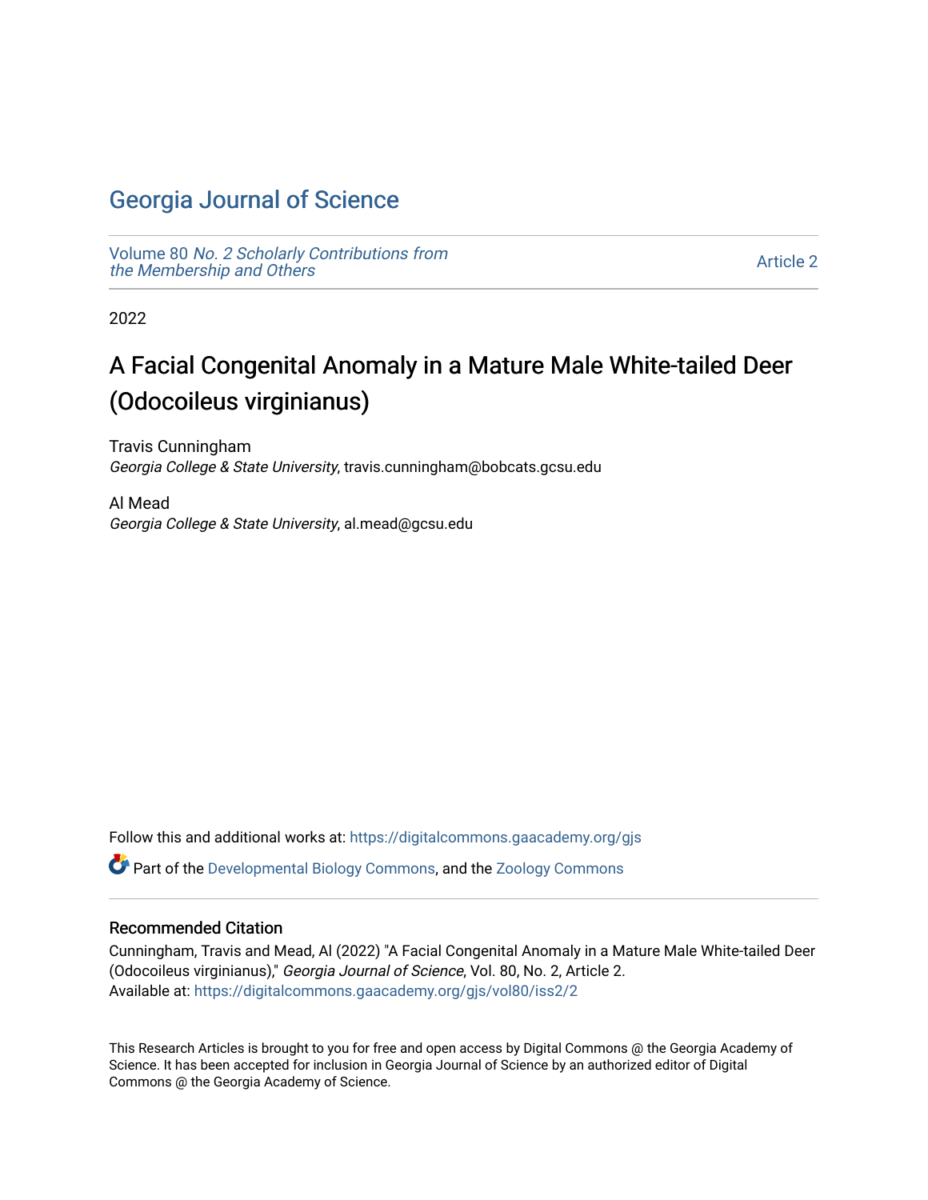# Georgia Journal of Science

Volume 80 *No. 2 Scholarly Contributions from the Membership and Others*

Article 2

2022

## A Facial Congenital Anomaly in a Mature Male White-tailed Deer (Odocoileus virginianus)

Travis Cunningham
*Georgia College & State University*, travis.cunningham@bobcats.gcsu.edu

Al Mead
*Georgia College & State University*, al.mead@gcsu.edu

Follow this and additional works at: https://digitalcommons.gaacademy.org/gjs

Part of the Developmental Biology Commons, and the Zoology Commons

### Recommended Citation

Cunningham, Travis and Mead, Al (2022) "A Facial Congenital Anomaly in a Mature Male White-tailed Deer (Odocoileus virginianus)," *Georgia Journal of Science*, Vol. 80, No. 2, Article 2.
Available at: https://digitalcommons.gaacademy.org/gjs/vol80/iss2/2

This Research Articles is brought to you for free and open access by Digital Commons @ the Georgia Academy of Science. It has been accepted for inclusion in Georgia Journal of Science by an authorized editor of Digital Commons @ the Georgia Academy of Science.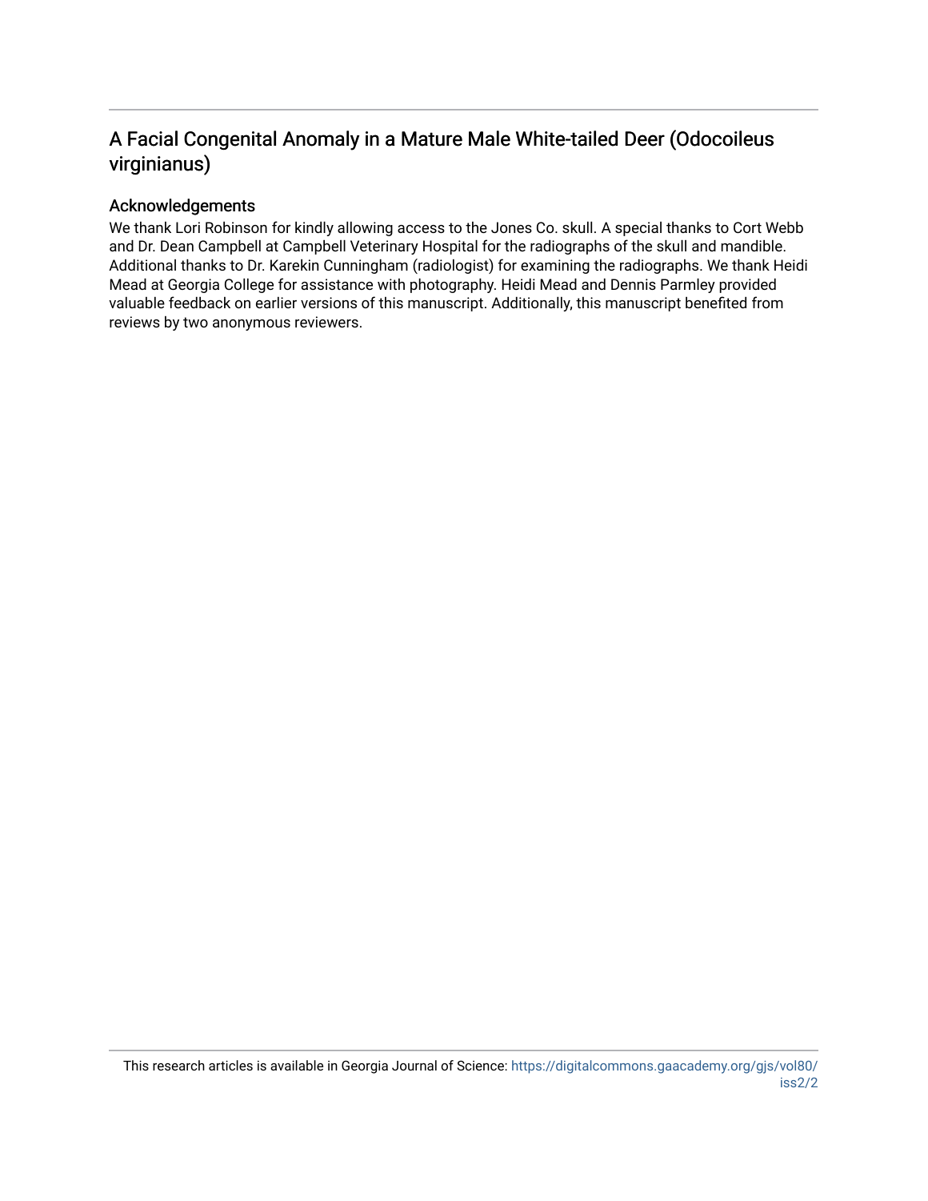## A Facial Congenital Anomaly in a Mature Male White-tailed Deer (Odocoileus virginianus)

### Acknowledgements

We thank Lori Robinson for kindly allowing access to the Jones Co. skull. A special thanks to Cort Webb and Dr. Dean Campbell at Campbell Veterinary Hospital for the radiographs of the skull and mandible. Additional thanks to Dr. Karekin Cunningham (radiologist) for examining the radiographs. We thank Heidi Mead at Georgia College for assistance with photography. Heidi Mead and Dennis Parmley provided valuable feedback on earlier versions of this manuscript. Additionally, this manuscript benefited from reviews by two anonymous reviewers.

This research articles is available in Georgia Journal of Science: https://digitalcommons.gaacademy.org/gjs/vol80/iss2/2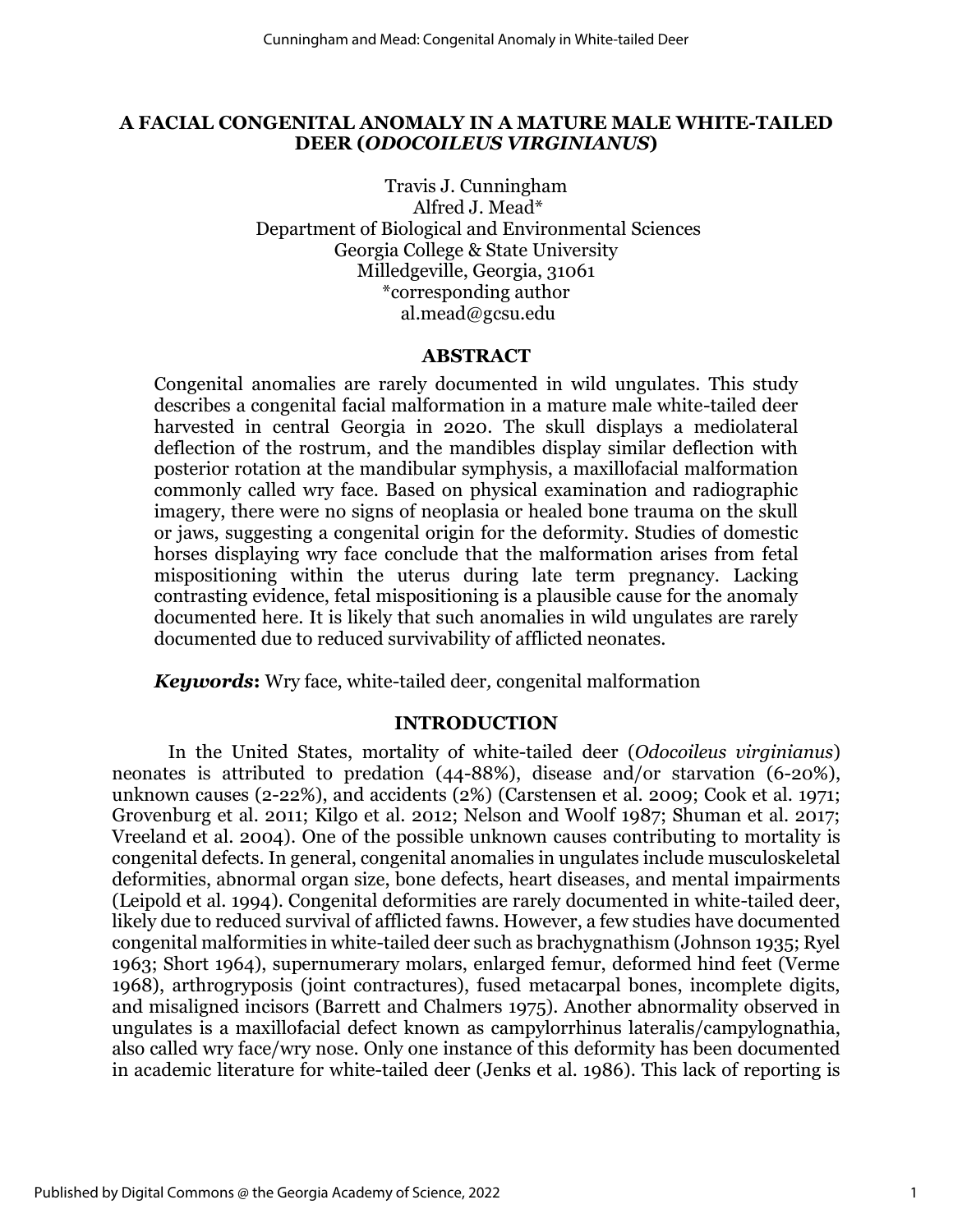# A FACIAL CONGENITAL ANOMALY IN A MATURE MALE WHITE-TAILED DEER (*ODOCOILEUS VIRGINIANUS*)

Travis J. Cunningham
Alfred J. Mead*
Department of Biological and Environmental Sciences
Georgia College & State University
Milledgeville, Georgia, 31061
*corresponding author
al.mead@gcsu.edu

## ABSTRACT

Congenital anomalies are rarely documented in wild ungulates. This study describes a congenital facial malformation in a mature male white-tailed deer harvested in central Georgia in 2020. The skull displays a mediolateral deflection of the rostrum, and the mandibles display similar deflection with posterior rotation at the mandibular symphysis, a maxillofacial malformation commonly called wry face. Based on physical examination and radiographic imagery, there were no signs of neoplasia or healed bone trauma on the skull or jaws, suggesting a congenital origin for the deformity. Studies of domestic horses displaying wry face conclude that the malformation arises from fetal mispositioning within the uterus during late term pregnancy. Lacking contrasting evidence, fetal mispositioning is a plausible cause for the anomaly documented here. It is likely that such anomalies in wild ungulates are rarely documented due to reduced survivability of afflicted neonates.

***Keywords*:** Wry face, white-tailed deer, congenital malformation

## INTRODUCTION

In the United States, mortality of white-tailed deer (*Odocoileus virginianus*) neonates is attributed to predation (44-88%), disease and/or starvation (6-20%), unknown causes (2-22%), and accidents (2%) (Carstensen et al. 2009; Cook et al. 1971; Grovenburg et al. 2011; Kilgo et al. 2012; Nelson and Woolf 1987; Shuman et al. 2017; Vreeland et al. 2004). One of the possible unknown causes contributing to mortality is congenital defects. In general, congenital anomalies in ungulates include musculoskeletal deformities, abnormal organ size, bone defects, heart diseases, and mental impairments (Leipold et al. 1994). Congenital deformities are rarely documented in white-tailed deer, likely due to reduced survival of afflicted fawns. However, a few studies have documented congenital malformities in white-tailed deer such as brachygnathism (Johnson 1935; Ryel 1963; Short 1964), supernumerary molars, enlarged femur, deformed hind feet (Verme 1968), arthrogryposis (joint contractures), fused metacarpal bones, incomplete digits, and misaligned incisors (Barrett and Chalmers 1975). Another abnormality observed in ungulates is a maxillofacial defect known as campylorrhinus lateralis/campylognathia, also called wry face/wry nose. Only one instance of this deformity has been documented in academic literature for white-tailed deer (Jenks et al. 1986). This lack of reporting is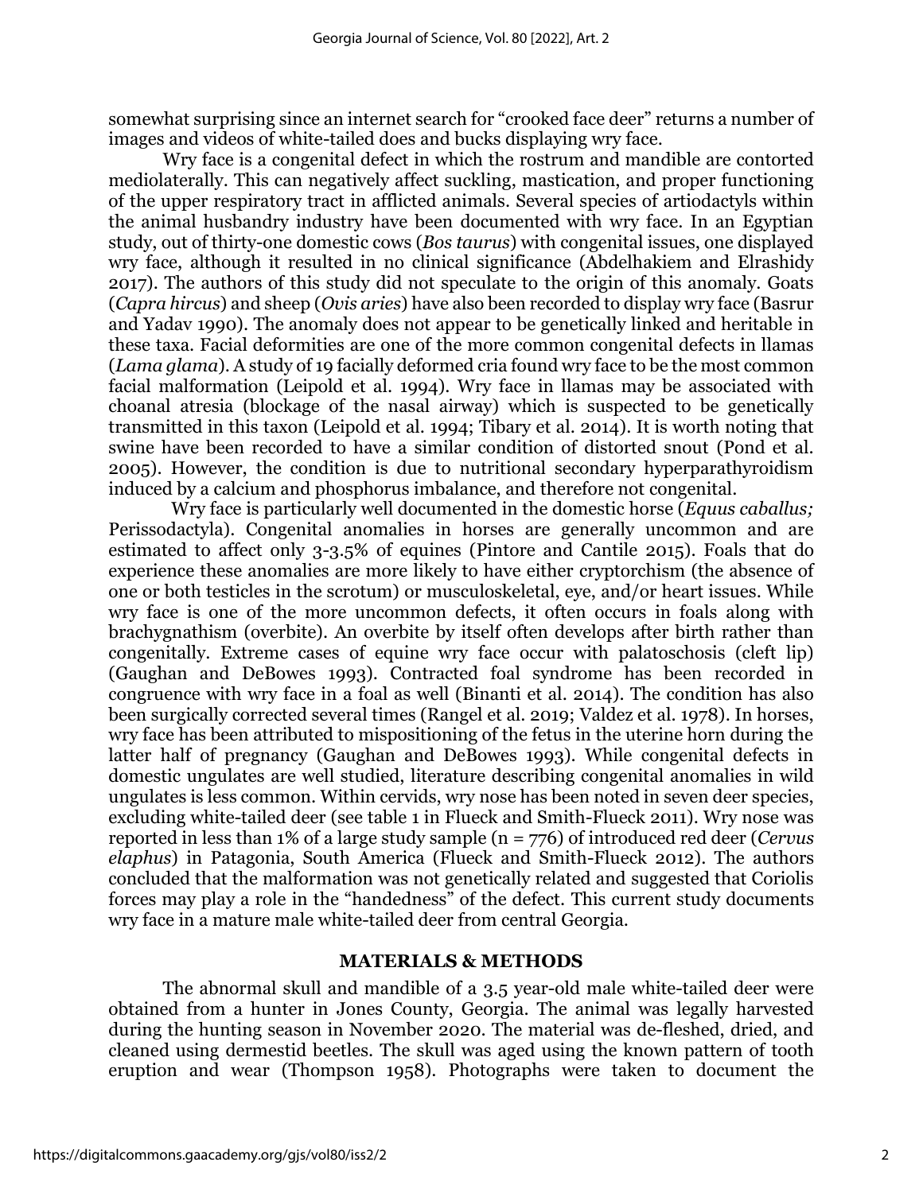somewhat surprising since an internet search for "crooked face deer" returns a number of images and videos of white-tailed does and bucks displaying wry face.

Wry face is a congenital defect in which the rostrum and mandible are contorted mediolaterally. This can negatively affect suckling, mastication, and proper functioning of the upper respiratory tract in afflicted animals. Several species of artiodactyls within the animal husbandry industry have been documented with wry face. In an Egyptian study, out of thirty-one domestic cows (*Bos taurus*) with congenital issues, one displayed wry face, although it resulted in no clinical significance (Abdelhakiem and Elrashidy 2017). The authors of this study did not speculate to the origin of this anomaly. Goats (*Capra hircus*) and sheep (*Ovis aries*) have also been recorded to display wry face (Basrur and Yadav 1990). The anomaly does not appear to be genetically linked and heritable in these taxa. Facial deformities are one of the more common congenital defects in llamas (*Lama glama*). A study of 19 facially deformed cria found wry face to be the most common facial malformation (Leipold et al. 1994). Wry face in llamas may be associated with choanal atresia (blockage of the nasal airway) which is suspected to be genetically transmitted in this taxon (Leipold et al. 1994; Tibary et al. 2014). It is worth noting that swine have been recorded to have a similar condition of distorted snout (Pond et al. 2005). However, the condition is due to nutritional secondary hyperparathyroidism induced by a calcium and phosphorus imbalance, and therefore not congenital.

Wry face is particularly well documented in the domestic horse (*Equus caballus;* Perissodactyla). Congenital anomalies in horses are generally uncommon and are estimated to affect only 3-3.5% of equines (Pintore and Cantile 2015). Foals that do experience these anomalies are more likely to have either cryptorchism (the absence of one or both testicles in the scrotum) or musculoskeletal, eye, and/or heart issues. While wry face is one of the more uncommon defects, it often occurs in foals along with brachygnathism (overbite). An overbite by itself often develops after birth rather than congenitally. Extreme cases of equine wry face occur with palatoschosis (cleft lip) (Gaughan and DeBowes 1993). Contracted foal syndrome has been recorded in congruence with wry face in a foal as well (Binanti et al. 2014). The condition has also been surgically corrected several times (Rangel et al. 2019; Valdez et al. 1978). In horses, wry face has been attributed to mispositioning of the fetus in the uterine horn during the latter half of pregnancy (Gaughan and DeBowes 1993). While congenital defects in domestic ungulates are well studied, literature describing congenital anomalies in wild ungulates is less common. Within cervids, wry nose has been noted in seven deer species, excluding white-tailed deer (see table 1 in Flueck and Smith-Flueck 2011). Wry nose was reported in less than 1% of a large study sample (n = 776) of introduced red deer (*Cervus elaphus*) in Patagonia, South America (Flueck and Smith-Flueck 2012). The authors concluded that the malformation was not genetically related and suggested that Coriolis forces may play a role in the "handedness" of the defect. This current study documents wry face in a mature male white-tailed deer from central Georgia.

## MATERIALS & METHODS

The abnormal skull and mandible of a 3.5 year-old male white-tailed deer were obtained from a hunter in Jones County, Georgia. The animal was legally harvested during the hunting season in November 2020. The material was de-fleshed, dried, and cleaned using dermestid beetles. The skull was aged using the known pattern of tooth eruption and wear (Thompson 1958). Photographs were taken to document the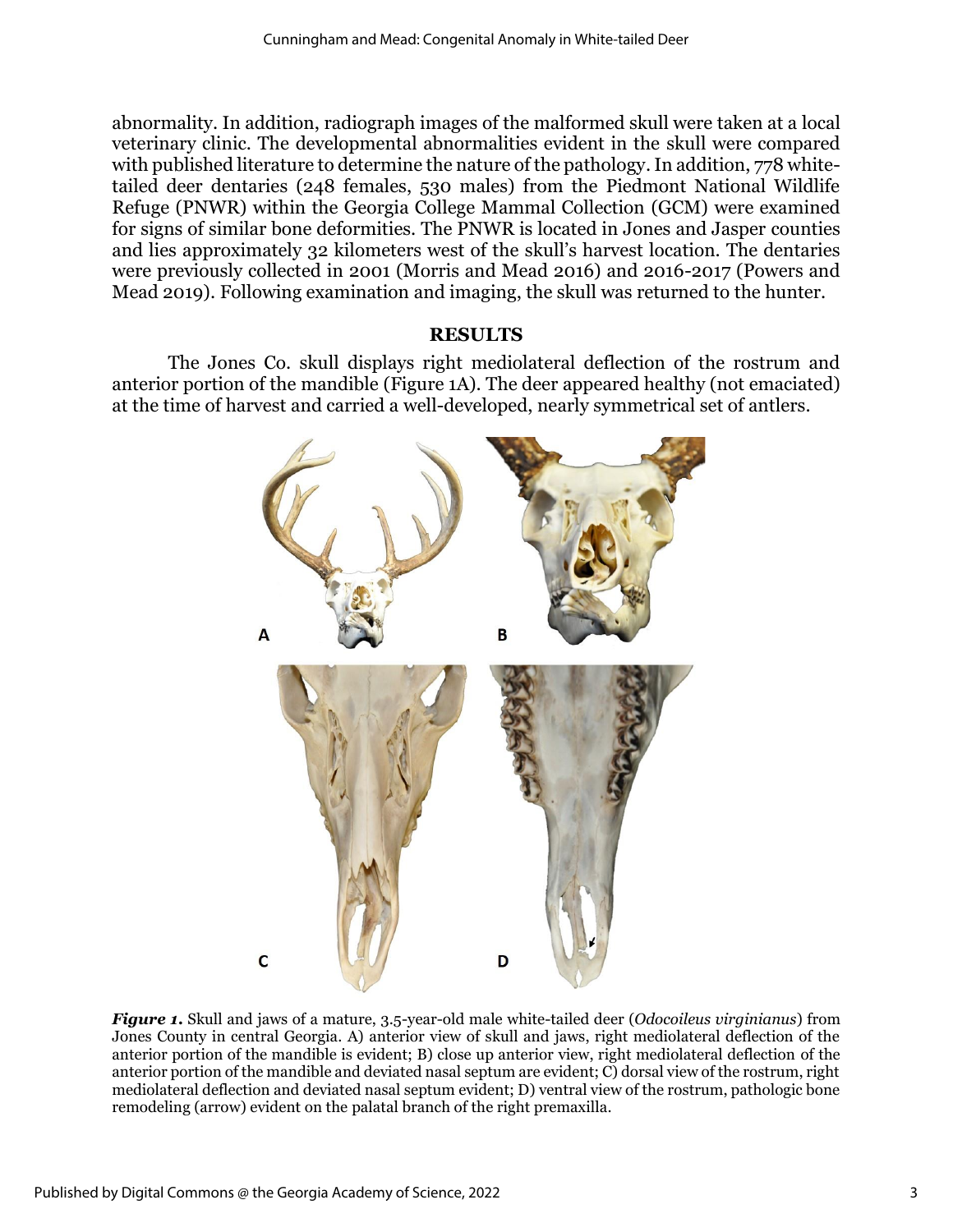abnormality. In addition, radiograph images of the malformed skull were taken at a local veterinary clinic. The developmental abnormalities evident in the skull were compared with published literature to determine the nature of the pathology. In addition, 778 white-tailed deer dentaries (248 females, 530 males) from the Piedmont National Wildlife Refuge (PNWR) within the Georgia College Mammal Collection (GCM) were examined for signs of similar bone deformities. The PNWR is located in Jones and Jasper counties and lies approximately 32 kilometers west of the skull's harvest location. The dentaries were previously collected in 2001 (Morris and Mead 2016) and 2016-2017 (Powers and Mead 2019). Following examination and imaging, the skull was returned to the hunter.

## RESULTS

The Jones Co. skull displays right mediolateral deflection of the rostrum and anterior portion of the mandible (Figure 1A). The deer appeared healthy (not emaciated) at the time of harvest and carried a well-developed, nearly symmetrical set of antlers.

***Figure 1.*** Skull and jaws of a mature, 3.5-year-old male white-tailed deer (*Odocoileus virginianus*) from Jones County in central Georgia. A) anterior view of skull and jaws, right mediolateral deflection of the anterior portion of the mandible is evident; B) close up anterior view, right mediolateral deflection of the anterior portion of the mandible and deviated nasal septum are evident; C) dorsal view of the rostrum, right mediolateral deflection and deviated nasal septum evident; D) ventral view of the rostrum, pathologic bone remodeling (arrow) evident on the palatal branch of the right premaxilla.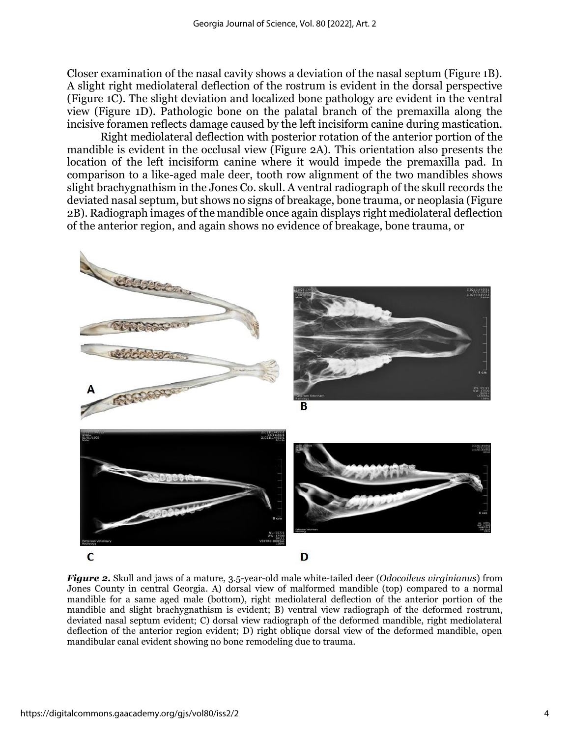Closer examination of the nasal cavity shows a deviation of the nasal septum (Figure 1B). A slight right mediolateral deflection of the rostrum is evident in the dorsal perspective (Figure 1C). The slight deviation and localized bone pathology are evident in the ventral view (Figure 1D). Pathologic bone on the palatal branch of the premaxilla along the incisive foramen reflects damage caused by the left incisiform canine during mastication.

Right mediolateral deflection with posterior rotation of the anterior portion of the mandible is evident in the occlusal view (Figure 2A). This orientation also presents the location of the left incisiform canine where it would impede the premaxilla pad. In comparison to a like-aged male deer, tooth row alignment of the two mandibles shows slight brachygnathism in the Jones Co. skull. A ventral radiograph of the skull records the deviated nasal septum, but shows no signs of breakage, bone trauma, or neoplasia (Figure 2B). Radiograph images of the mandible once again displays right mediolateral deflection of the anterior region, and again shows no evidence of breakage, bone trauma, or

***Figure 2.*** Skull and jaws of a mature, 3.5-year-old male white-tailed deer (*Odocoileus virginianus*) from Jones County in central Georgia. A) dorsal view of malformed mandible (top) compared to a normal mandible for a same aged male (bottom), right mediolateral deflection of the anterior portion of the mandible and slight brachygnathism is evident; B) ventral view radiograph of the deformed rostrum, deviated nasal septum evident; C) dorsal view radiograph of the deformed mandible, right mediolateral deflection of the anterior region evident; D) right oblique dorsal view of the deformed mandible, open mandibular canal evident showing no bone remodeling due to trauma.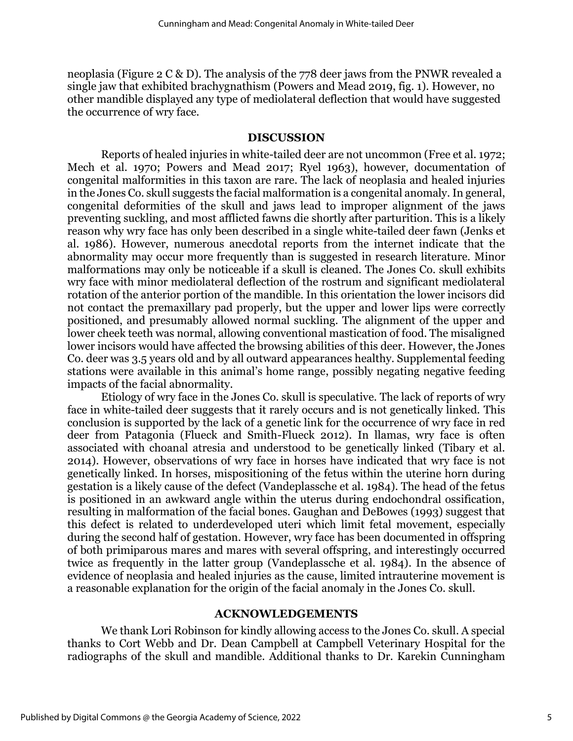neoplasia (Figure 2 C & D). The analysis of the 778 deer jaws from the PNWR revealed a single jaw that exhibited brachygnathism (Powers and Mead 2019, fig. 1). However, no other mandible displayed any type of mediolateral deflection that would have suggested the occurrence of wry face.

## DISCUSSION

Reports of healed injuries in white-tailed deer are not uncommon (Free et al. 1972; Mech et al. 1970; Powers and Mead 2017; Ryel 1963), however, documentation of congenital malformities in this taxon are rare. The lack of neoplasia and healed injuries in the Jones Co. skull suggests the facial malformation is a congenital anomaly. In general, congenital deformities of the skull and jaws lead to improper alignment of the jaws preventing suckling, and most afflicted fawns die shortly after parturition. This is a likely reason why wry face has only been described in a single white-tailed deer fawn (Jenks et al. 1986). However, numerous anecdotal reports from the internet indicate that the abnormality may occur more frequently than is suggested in research literature. Minor malformations may only be noticeable if a skull is cleaned. The Jones Co. skull exhibits wry face with minor mediolateral deflection of the rostrum and significant mediolateral rotation of the anterior portion of the mandible. In this orientation the lower incisors did not contact the premaxillary pad properly, but the upper and lower lips were correctly positioned, and presumably allowed normal suckling. The alignment of the upper and lower cheek teeth was normal, allowing conventional mastication of food. The misaligned lower incisors would have affected the browsing abilities of this deer. However, the Jones Co. deer was 3.5 years old and by all outward appearances healthy. Supplemental feeding stations were available in this animal's home range, possibly negating negative feeding impacts of the facial abnormality.

Etiology of wry face in the Jones Co. skull is speculative. The lack of reports of wry face in white-tailed deer suggests that it rarely occurs and is not genetically linked. This conclusion is supported by the lack of a genetic link for the occurrence of wry face in red deer from Patagonia (Flueck and Smith-Flueck 2012). In llamas, wry face is often associated with choanal atresia and understood to be genetically linked (Tibary et al. 2014). However, observations of wry face in horses have indicated that wry face is not genetically linked. In horses, mispositioning of the fetus within the uterine horn during gestation is a likely cause of the defect (Vandeplassche et al. 1984). The head of the fetus is positioned in an awkward angle within the uterus during endochondral ossification, resulting in malformation of the facial bones. Gaughan and DeBowes (1993) suggest that this defect is related to underdeveloped uteri which limit fetal movement, especially during the second half of gestation. However, wry face has been documented in offspring of both primiparous mares and mares with several offspring, and interestingly occurred twice as frequently in the latter group (Vandeplassche et al. 1984). In the absence of evidence of neoplasia and healed injuries as the cause, limited intrauterine movement is a reasonable explanation for the origin of the facial anomaly in the Jones Co. skull.

## ACKNOWLEDGEMENTS

We thank Lori Robinson for kindly allowing access to the Jones Co. skull. A special thanks to Cort Webb and Dr. Dean Campbell at Campbell Veterinary Hospital for the radiographs of the skull and mandible. Additional thanks to Dr. Karekin Cunningham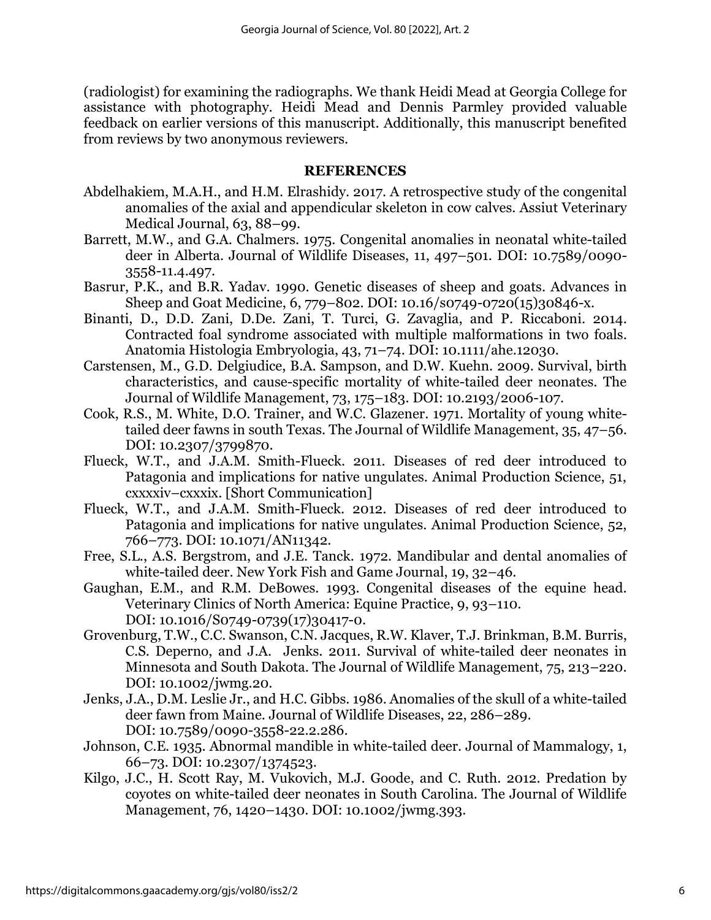(radiologist) for examining the radiographs. We thank Heidi Mead at Georgia College for assistance with photography. Heidi Mead and Dennis Parmley provided valuable feedback on earlier versions of this manuscript. Additionally, this manuscript benefited from reviews by two anonymous reviewers.

## REFERENCES

Abdelhakiem, M.A.H., and H.M. Elrashidy. 2017. A retrospective study of the congenital anomalies of the axial and appendicular skeleton in cow calves. Assiut Veterinary Medical Journal, 63, 88–99.

Barrett, M.W., and G.A. Chalmers. 1975. Congenital anomalies in neonatal white-tailed deer in Alberta. Journal of Wildlife Diseases, 11, 497–501. DOI: 10.7589/0090-3558-11.4.497.

Basrur, P.K., and B.R. Yadav. 1990. Genetic diseases of sheep and goats. Advances in Sheep and Goat Medicine, 6, 779–802. DOI: 10.16/s0749-0720(15)30846-x.

Binanti, D., D.D. Zani, D.De. Zani, T. Turci, G. Zavaglia, and P. Riccaboni. 2014. Contracted foal syndrome associated with multiple malformations in two foals. Anatomia Histologia Embryologia, 43, 71–74. DOI: 10.1111/ahe.12030.

Carstensen, M., G.D. Delgiudice, B.A. Sampson, and D.W. Kuehn. 2009. Survival, birth characteristics, and cause-specific mortality of white-tailed deer neonates. The Journal of Wildlife Management, 73, 175–183. DOI: 10.2193/2006-107.

Cook, R.S., M. White, D.O. Trainer, and W.C. Glazener. 1971. Mortality of young white-tailed deer fawns in south Texas. The Journal of Wildlife Management, 35, 47–56. DOI: 10.2307/3799870.

Flueck, W.T., and J.A.M. Smith-Flueck. 2011. Diseases of red deer introduced to Patagonia and implications for native ungulates. Animal Production Science, 51, cxxxxiv–cxxxix. [Short Communication]

Flueck, W.T., and J.A.M. Smith-Flueck. 2012. Diseases of red deer introduced to Patagonia and implications for native ungulates. Animal Production Science, 52, 766–773. DOI: 10.1071/AN11342.

Free, S.L., A.S. Bergstrom, and J.E. Tanck. 1972. Mandibular and dental anomalies of white-tailed deer. New York Fish and Game Journal, 19, 32–46.

Gaughan, E.M., and R.M. DeBowes. 1993. Congenital diseases of the equine head. Veterinary Clinics of North America: Equine Practice, 9, 93–110. DOI: 10.1016/S0749-0739(17)30417-0.

Grovenburg, T.W., C.C. Swanson, C.N. Jacques, R.W. Klaver, T.J. Brinkman, B.M. Burris, C.S. Deperno, and J.A. Jenks. 2011. Survival of white-tailed deer neonates in Minnesota and South Dakota. The Journal of Wildlife Management, 75, 213–220. DOI: 10.1002/jwmg.20.

Jenks, J.A., D.M. Leslie Jr., and H.C. Gibbs. 1986. Anomalies of the skull of a white-tailed deer fawn from Maine. Journal of Wildlife Diseases, 22, 286–289. DOI: 10.7589/0090-3558-22.2.286.

Johnson, C.E. 1935. Abnormal mandible in white-tailed deer. Journal of Mammalogy, 1, 66–73. DOI: 10.2307/1374523.

Kilgo, J.C., H. Scott Ray, M. Vukovich, M.J. Goode, and C. Ruth. 2012. Predation by coyotes on white-tailed deer neonates in South Carolina. The Journal of Wildlife Management, 76, 1420–1430. DOI: 10.1002/jwmg.393.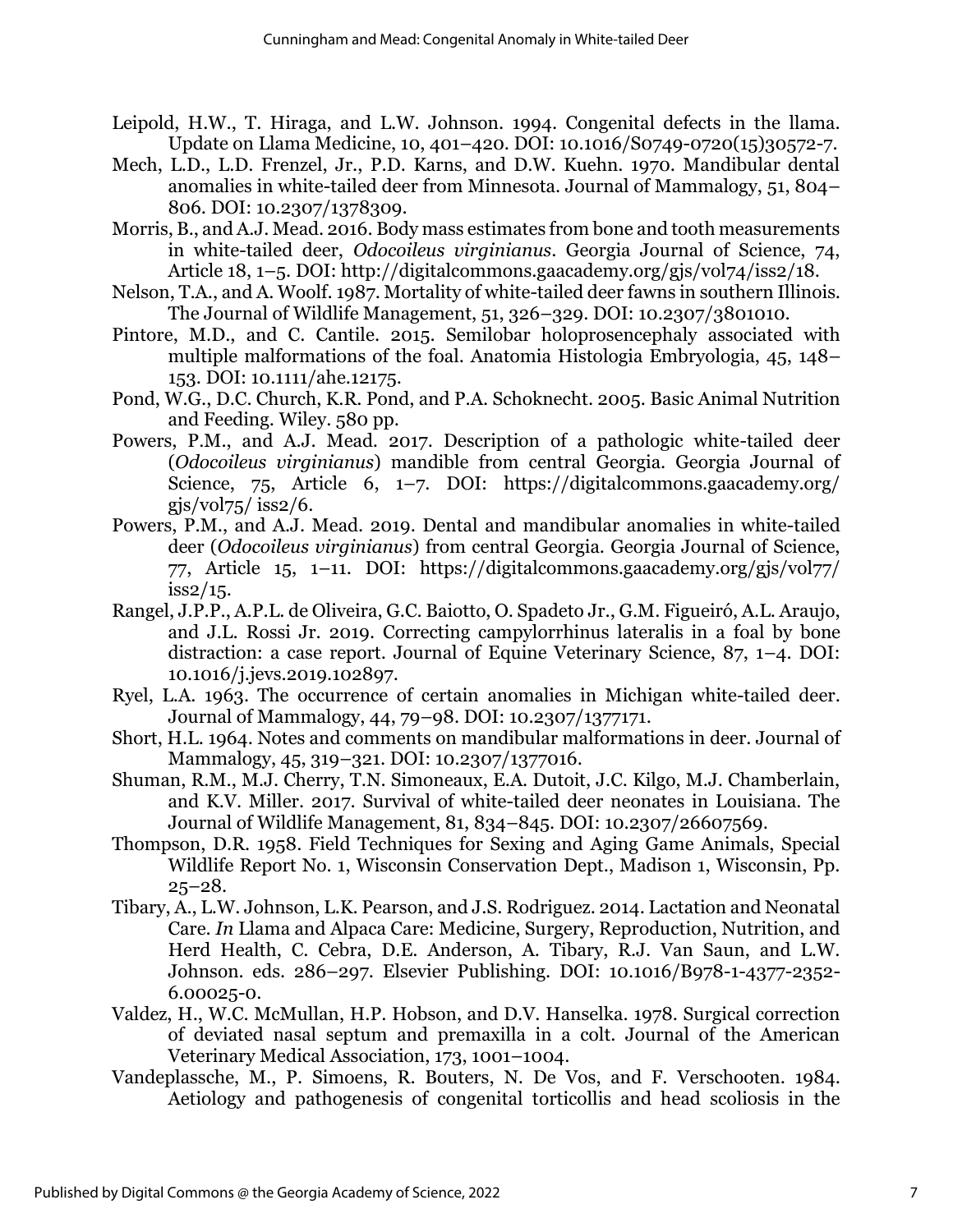Leipold, H.W., T. Hiraga, and L.W. Johnson. 1994. Congenital defects in the llama. Update on Llama Medicine, 10, 401–420. DOI: 10.1016/S0749-0720(15)30572-7.

Mech, L.D., L.D. Frenzel, Jr., P.D. Karns, and D.W. Kuehn. 1970. Mandibular dental anomalies in white-tailed deer from Minnesota. Journal of Mammalogy, 51, 804–806. DOI: 10.2307/1378309.

Morris, B., and A.J. Mead. 2016. Body mass estimates from bone and tooth measurements in white-tailed deer, *Odocoileus virginianus*. Georgia Journal of Science, 74, Article 18, 1–5. DOI: http://digitalcommons.gaacademy.org/gjs/vol74/iss2/18.

Nelson, T.A., and A. Woolf. 1987. Mortality of white-tailed deer fawns in southern Illinois. The Journal of Wildlife Management, 51, 326–329. DOI: 10.2307/3801010.

Pintore, M.D., and C. Cantile. 2015. Semilobar holoprosencephaly associated with multiple malformations of the foal. Anatomia Histologia Embryologia, 45, 148–153. DOI: 10.1111/ahe.12175.

Pond, W.G., D.C. Church, K.R. Pond, and P.A. Schoknecht. 2005. Basic Animal Nutrition and Feeding. Wiley. 580 pp.

Powers, P.M., and A.J. Mead. 2017. Description of a pathologic white-tailed deer (*Odocoileus virginianus*) mandible from central Georgia. Georgia Journal of Science, 75, Article 6, 1–7. DOI: https://digitalcommons.gaacademy.org/gjs/vol75/ iss2/6.

Powers, P.M., and A.J. Mead. 2019. Dental and mandibular anomalies in white-tailed deer (*Odocoileus virginianus*) from central Georgia. Georgia Journal of Science, 77, Article 15, 1–11. DOI: https://digitalcommons.gaacademy.org/gjs/vol77/ iss2/15.

Rangel, J.P.P., A.P.L. de Oliveira, G.C. Baiotto, O. Spadeto Jr., G.M. Figueiró, A.L. Araujo, and J.L. Rossi Jr. 2019. Correcting campylorrhinus lateralis in a foal by bone distraction: a case report. Journal of Equine Veterinary Science, 87, 1–4. DOI: 10.1016/j.jevs.2019.102897.

Ryel, L.A. 1963. The occurrence of certain anomalies in Michigan white-tailed deer. Journal of Mammalogy, 44, 79–98. DOI: 10.2307/1377171.

Short, H.L. 1964. Notes and comments on mandibular malformations in deer. Journal of Mammalogy, 45, 319–321. DOI: 10.2307/1377016.

Shuman, R.M., M.J. Cherry, T.N. Simoneaux, E.A. Dutoit, J.C. Kilgo, M.J. Chamberlain, and K.V. Miller. 2017. Survival of white-tailed deer neonates in Louisiana. The Journal of Wildlife Management, 81, 834–845. DOI: 10.2307/26607569.

Thompson, D.R. 1958. Field Techniques for Sexing and Aging Game Animals, Special Wildlife Report No. 1, Wisconsin Conservation Dept., Madison 1, Wisconsin, Pp. 25–28.

Tibary, A., L.W. Johnson, L.K. Pearson, and J.S. Rodriguez. 2014. Lactation and Neonatal Care. *In* Llama and Alpaca Care: Medicine, Surgery, Reproduction, Nutrition, and Herd Health, C. Cebra, D.E. Anderson, A. Tibary, R.J. Van Saun, and L.W. Johnson. eds. 286–297. Elsevier Publishing. DOI: 10.1016/B978-1-4377-2352-6.00025-0.

Valdez, H., W.C. McMullan, H.P. Hobson, and D.V. Hanselka. 1978. Surgical correction of deviated nasal septum and premaxilla in a colt. Journal of the American Veterinary Medical Association, 173, 1001–1004.

Vandeplassche, M., P. Simoens, R. Bouters, N. De Vos, and F. Verschooten. 1984. Aetiology and pathogenesis of congenital torticollis and head scoliosis in the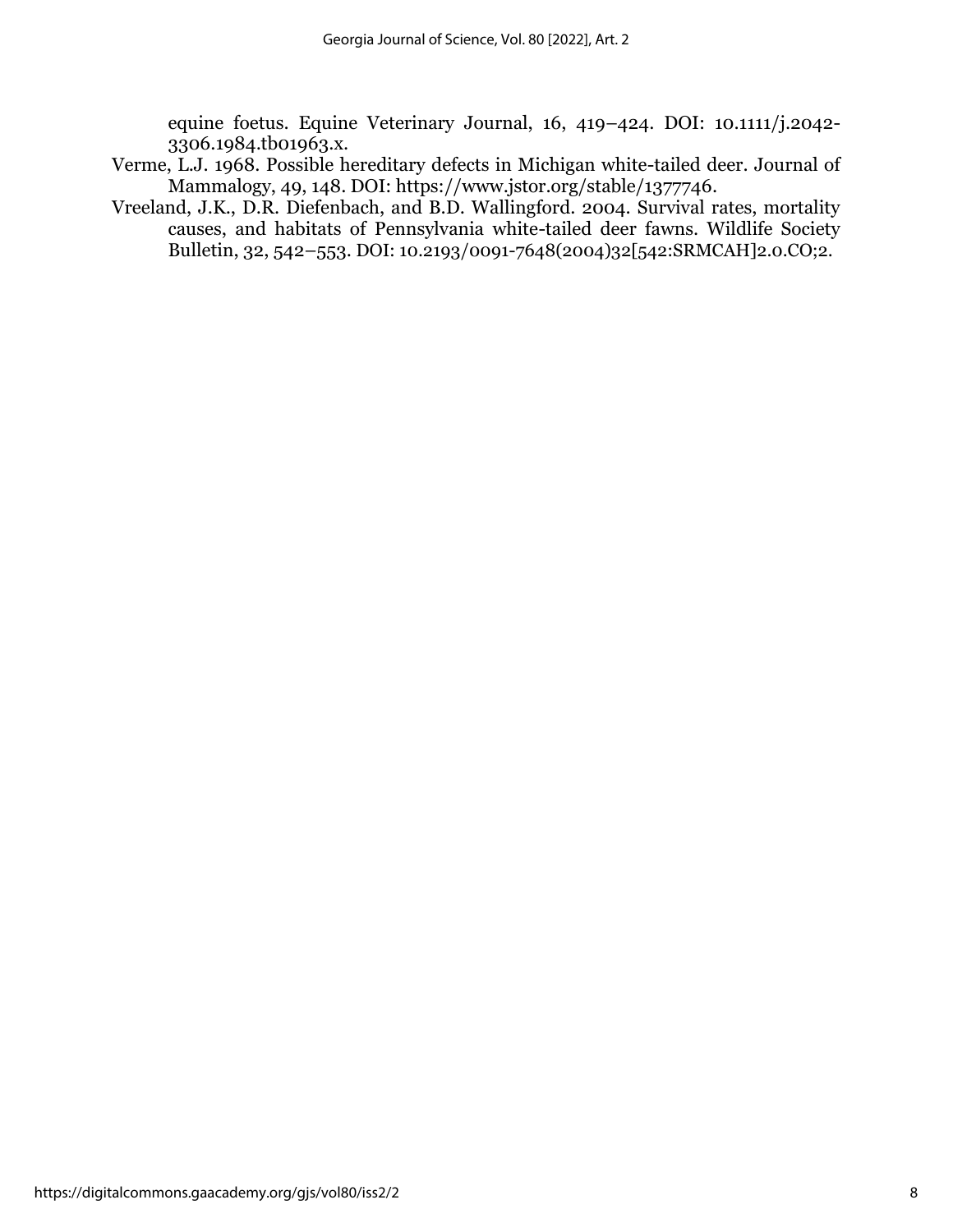equine foetus. Equine Veterinary Journal, 16, 419–424. DOI: 10.1111/j.2042-3306.1984.tb01963.x.

Verme, L.J. 1968. Possible hereditary defects in Michigan white-tailed deer. Journal of Mammalogy, 49, 148. DOI: https://www.jstor.org/stable/1377746.

Vreeland, J.K., D.R. Diefenbach, and B.D. Wallingford. 2004. Survival rates, mortality causes, and habitats of Pennsylvania white-tailed deer fawns. Wildlife Society Bulletin, 32, 542–553. DOI: 10.2193/0091-7648(2004)32[542:SRMCAH]2.0.CO;2.